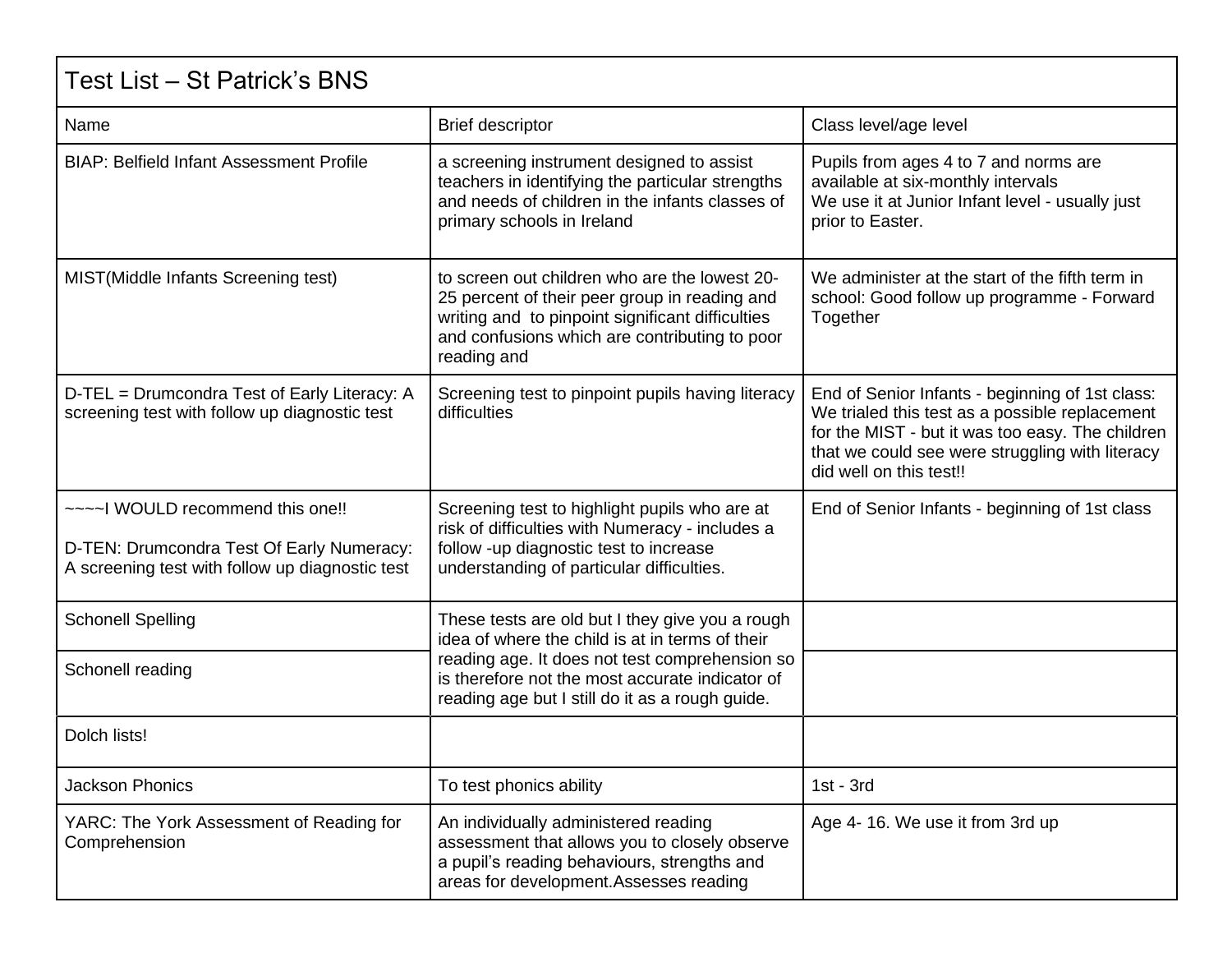| Test List – St Patrick's BNS | | |
|---|---|---|
| Name | Brief descriptor | Class level/age level |
| BIAP: Belfield Infant Assessment Profile | a screening instrument designed to assist teachers in identifying the particular strengths and needs of children in the infants classes of primary schools in Ireland | Pupils from ages 4 to 7 and norms are available at six-monthly intervals<br>We use it at Junior Infant level - usually just prior to Easter. |
| MIST(Middle Infants Screening test) | to screen out children who are the lowest 20-25 percent of their peer group in reading and writing and to pinpoint significant difficulties and confusions which are contributing to poor reading and | We administer at the start of the fifth term in school: Good follow up programme - Forward Together |
| D-TEL = Drumcondra Test of Early Literacy: A screening test with follow up diagnostic test | Screening test to pinpoint pupils having literacy difficulties | End of Senior Infants - beginning of 1st class: We trialed this test as a possible replacement for the MIST - but it was too easy. The children that we could see were struggling with literacy did well on this test!! |
| ~~~~I WOULD recommend this one!!<br><br>D-TEN: Drumcondra Test Of Early Numeracy: A screening test with follow up diagnostic test | Screening test to highlight pupils who are at risk of difficulties with Numeracy - includes a follow -up diagnostic test to increase understanding of particular difficulties. | End of Senior Infants - beginning of 1st class |
| Schonell Spelling | These tests are old but I they give you a rough idea of where the child is at in terms of their reading age. It does not test comprehension so is therefore not the most accurate indicator of reading age but I still do it as a rough guide. | |
| Schonell reading | | |
| Dolch lists! | | |
| Jackson Phonics | To test phonics ability | 1st - 3rd |
| YARC: The York Assessment of Reading for Comprehension | An individually administered reading assessment that allows you to closely observe a pupil's reading behaviours, strengths and areas for development.Assesses reading | Age 4- 16. We use it from 3rd up |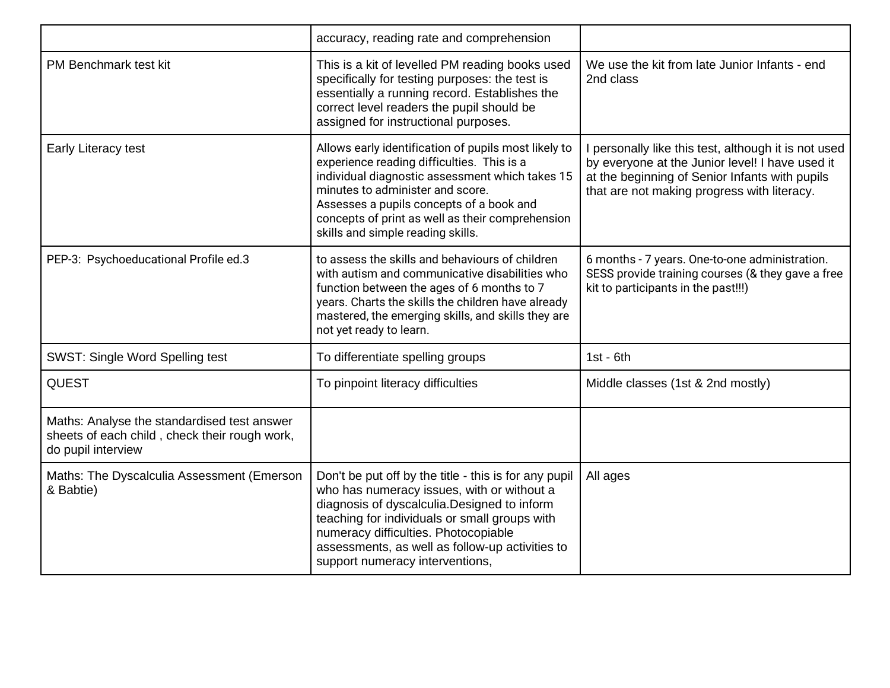| | | |
|---|---|---|
| | accuracy, reading rate and comprehension | |
| PM Benchmark test kit | This is a kit of levelled PM reading books used specifically for testing purposes: the test is essentially a running record. Establishes the correct level readers the pupil should be assigned for instructional purposes. | We use the kit from late Junior Infants - end 2nd class |
| Early Literacy test | Allows early identification of pupils most likely to experience reading difficulties. This is a individual diagnostic assessment which takes 15 minutes to administer and score.<br>Assesses a pupils concepts of a book and concepts of print as well as their comprehension skills and simple reading skills. | I personally like this test, although it is not used by everyone at the Junior level! I have used it at the beginning of Senior Infants with pupils that are not making progress with literacy. |
| PEP-3: Psychoeducational Profile ed.3 | to assess the skills and behaviours of children with autism and communicative disabilities who function between the ages of 6 months to 7 years. Charts the skills the children have already mastered, the emerging skills, and skills they are not yet ready to learn. | 6 months - 7 years. One-to-one administration. SESS provide training courses (& they gave a free kit to participants in the past!!!) |
| SWST: Single Word Spelling test | To differentiate spelling groups | 1st - 6th |
| QUEST | To pinpoint literacy difficulties | Middle classes (1st & 2nd mostly) |
| Maths: Analyse the standardised test answer sheets of each child , check their rough work, do pupil interview | | |
| Maths: The Dyscalculia Assessment (Emerson & Babtie) | Don't be put off by the title - this is for any pupil who has numeracy issues, with or without a diagnosis of dyscalculia.Designed to inform teaching for individuals or small groups with numeracy difficulties. Photocopiable assessments, as well as follow-up activities to support numeracy interventions, | All ages |